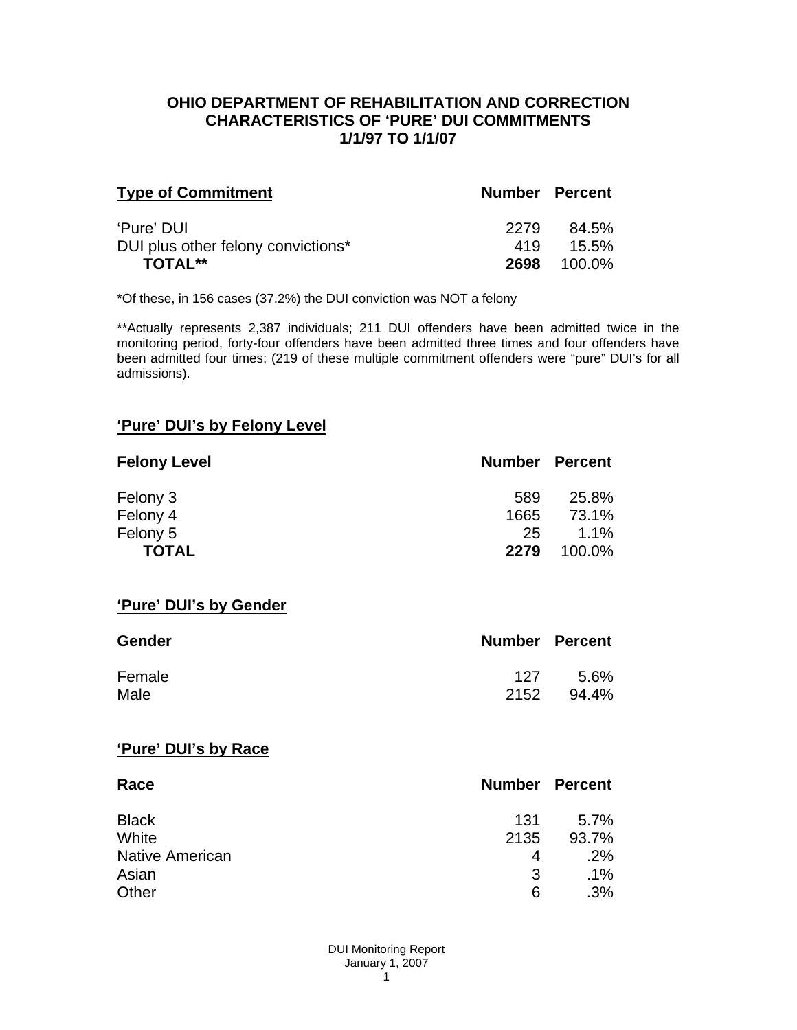# OHIO DEPARTMENT OF REHABILITATION AND CORRECTION
## CHARACTERISTICS OF 'PURE' DUI COMMITMENTS
## 1/1/97 TO 1/1/07

| Type of Commitment | Number | Percent |
|---|---|---|
| 'Pure' DUI | 2279 | 84.5% |
| DUI plus other felony convictions* | 419 | 15.5% |
| **TOTAL**** | **2698** | 100.0% |

*Of these, in 156 cases (37.2%) the DUI conviction was NOT a felony

**Actually represents 2,387 individuals; 211 DUI offenders have been admitted twice in the monitoring period, forty-four offenders have been admitted three times and four offenders have been admitted four times; (219 of these multiple commitment offenders were "pure" DUI's for all admissions).

### 'Pure' DUI's by Felony Level

| Felony Level | Number | Percent |
|---|---|---|
| Felony 3 | 589 | 25.8% |
| Felony 4 | 1665 | 73.1% |
| Felony 5 | 25 | 1.1% |
| **TOTAL** | **2279** | 100.0% |

### 'Pure' DUI's by Gender

| Gender | Number | Percent |
|---|---|---|
| Female | 127 | 5.6% |
| Male | 2152 | 94.4% |

### 'Pure' DUI's by Race

| Race | Number | Percent |
|---|---|---|
| Black | 131 | 5.7% |
| White | 2135 | 93.7% |
| Native American | 4 | .2% |
| Asian | 3 | .1% |
| Other | 6 | .3% |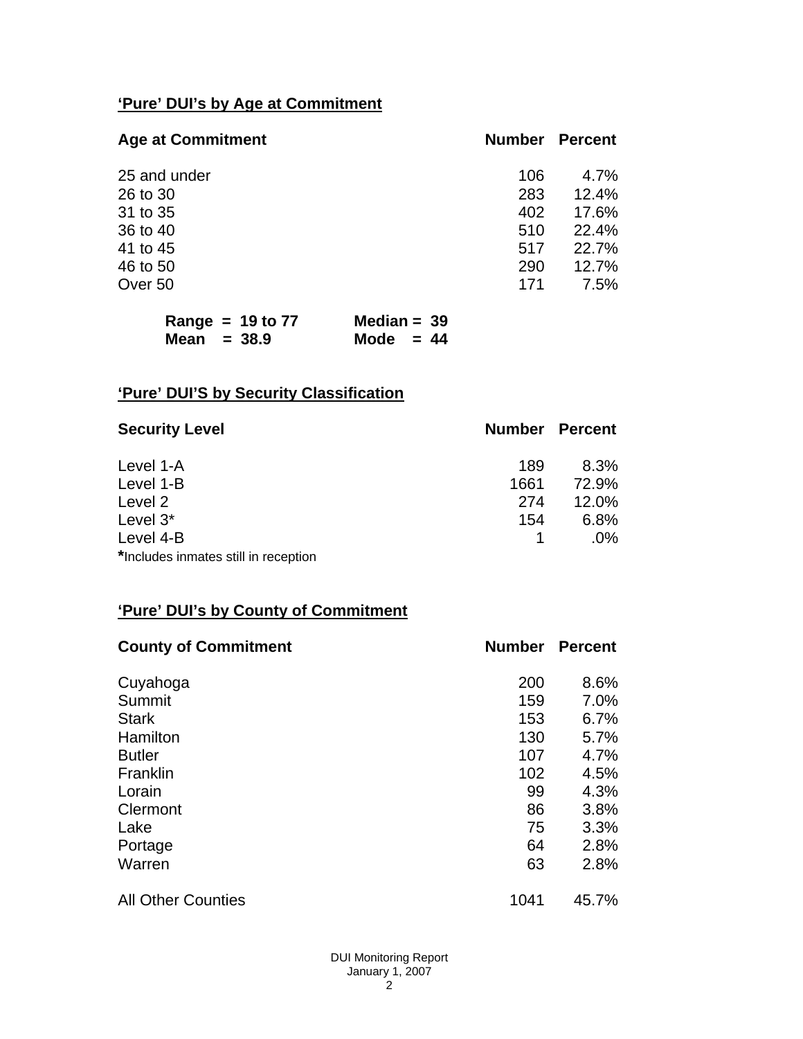## 'Pure' DUI's by Age at Commitment

| Age at Commitment | Number | Percent |
|---|---|---|
| 25 and under | 106 | 4.7% |
| 26 to 30 | 283 | 12.4% |
| 31 to 35 | 402 | 17.6% |
| 36 to 40 | 510 | 22.4% |
| 41 to 45 | 517 | 22.7% |
| 46 to 50 | 290 | 12.7% |
| Over 50 | 171 | 7.5% |

**Range = 19 to 77** **Median = 39**
**Mean = 38.9** **Mode = 44**

## 'Pure' DUI'S by Security Classification

| Security Level | Number | Percent |
|---|---|---|
| Level 1-A | 189 | 8.3% |
| Level 1-B | 1661 | 72.9% |
| Level 2 | 274 | 12.0% |
| Level 3* | 154 | 6.8% |
| Level 4-B | 1 | .0% |

***Includes inmates still in reception**

## 'Pure' DUI's by County of Commitment

| County of Commitment | Number | Percent |
|---|---|---|
| Cuyahoga | 200 | 8.6% |
| Summit | 159 | 7.0% |
| Stark | 153 | 6.7% |
| Hamilton | 130 | 5.7% |
| Butler | 107 | 4.7% |
| Franklin | 102 | 4.5% |
| Lorain | 99 | 4.3% |
| Clermont | 86 | 3.8% |
| Lake | 75 | 3.3% |
| Portage | 64 | 2.8% |
| Warren | 63 | 2.8% |
| All Other Counties | 1041 | 45.7% |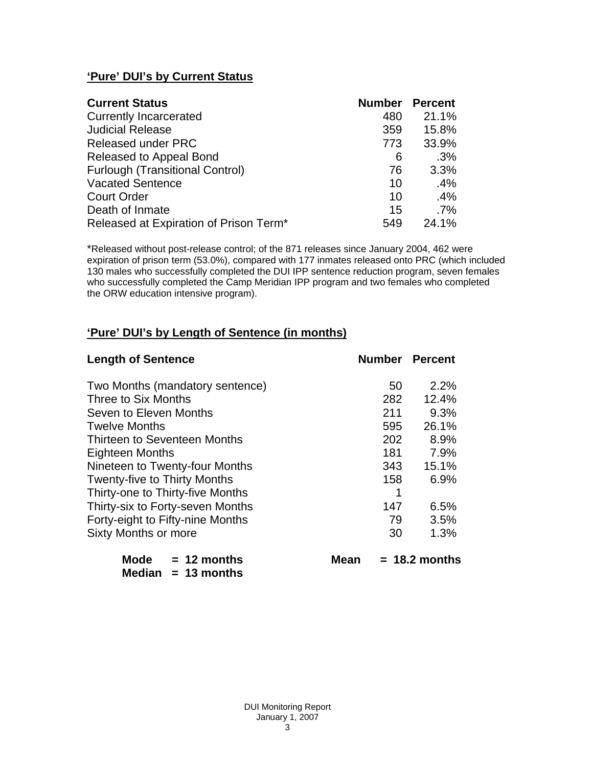## 'Pure' DUI's by Current Status

| Current Status | Number | Percent |
|---|---|---|
| Currently Incarcerated | 480 | 21.1% |
| Judicial Release | 359 | 15.8% |
| Released under PRC | 773 | 33.9% |
| Released to Appeal Bond | 6 | .3% |
| Furlough (Transitional Control) | 76 | 3.3% |
| Vacated Sentence | 10 | .4% |
| Court Order | 10 | .4% |
| Death of Inmate | 15 | .7% |
| Released at Expiration of Prison Term* | 549 | 24.1% |

*Released without post-release control; of the 871 releases since January 2004, 462 were expiration of prison term (53.0%), compared with 177 inmates released onto PRC (which included 130 males who successfully completed the DUI IPP sentence reduction program, seven females who successfully completed the Camp Meridian IPP program and two females who completed the ORW education intensive program).

## 'Pure' DUI's by Length of Sentence (in months)

| Length of Sentence | Number | Percent |
|---|---|---|
| Two Months (mandatory sentence) | 50 | 2.2% |
| Three to Six Months | 282 | 12.4% |
| Seven to Eleven Months | 211 | 9.3% |
| Twelve Months | 595 | 26.1% |
| Thirteen to Seventeen Months | 202 | 8.9% |
| Eighteen Months | 181 | 7.9% |
| Nineteen to Twenty-four Months | 343 | 15.1% |
| Twenty-five to Thirty Months | 158 | 6.9% |
| Thirty-one to Thirty-five Months | 1 | |
| Thirty-six to Forty-seven Months | 147 | 6.5% |
| Forty-eight to Fifty-nine Months | 79 | 3.5% |
| Sixty Months or more | 30 | 1.3% |

**Mode = 12 months** **Mean = 18.2 months**
**Median = 13 months**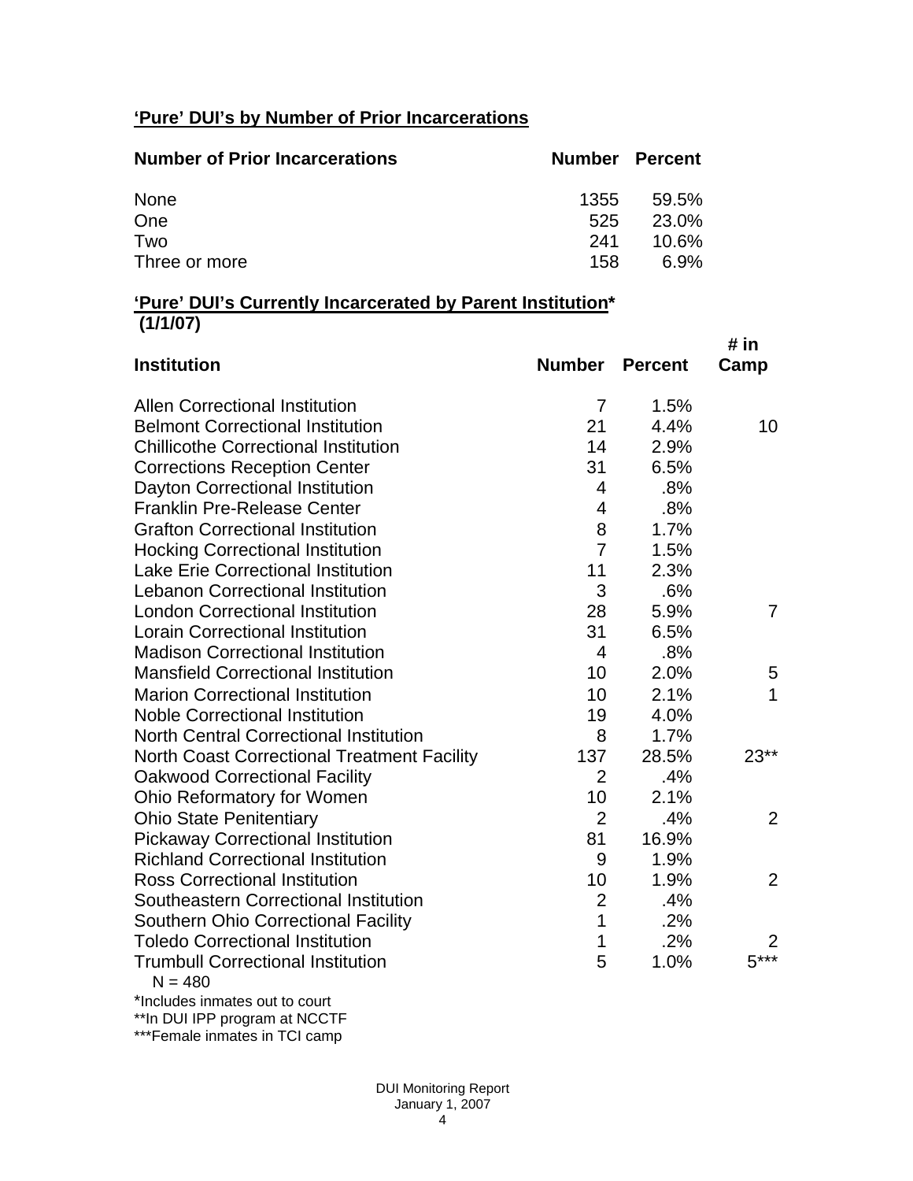## 'Pure' DUI's by Number of Prior Incarcerations

| Number of Prior Incarcerations | Number | Percent |
|---|---|---|
| None | 1355 | 59.5% |
| One | 525 | 23.0% |
| Two | 241 | 10.6% |
| Three or more | 158 | 6.9% |

## 'Pure' DUI's Currently Incarcerated by Parent Institution* (1/1/07)

| Institution | Number | Percent | # in Camp |
|---|---|---|---|
| Allen Correctional Institution | 7 | 1.5% | |
| Belmont Correctional Institution | 21 | 4.4% | 10 |
| Chillicothe Correctional Institution | 14 | 2.9% | |
| Corrections Reception Center | 31 | 6.5% | |
| Dayton Correctional Institution | 4 | .8% | |
| Franklin Pre-Release Center | 4 | .8% | |
| Grafton Correctional Institution | 8 | 1.7% | |
| Hocking Correctional Institution | 7 | 1.5% | |
| Lake Erie Correctional Institution | 11 | 2.3% | |
| Lebanon Correctional Institution | 3 | .6% | |
| London Correctional Institution | 28 | 5.9% | 7 |
| Lorain Correctional Institution | 31 | 6.5% | |
| Madison Correctional Institution | 4 | .8% | |
| Mansfield Correctional Institution | 10 | 2.0% | 5 |
| Marion Correctional Institution | 10 | 2.1% | 1 |
| Noble Correctional Institution | 19 | 4.0% | |
| North Central Correctional Institution | 8 | 1.7% | |
| North Coast Correctional Treatment Facility | 137 | 28.5% | 23** |
| Oakwood Correctional Facility | 2 | .4% | |
| Ohio Reformatory for Women | 10 | 2.1% | |
| Ohio State Penitentiary | 2 | .4% | 2 |
| Pickaway Correctional Institution | 81 | 16.9% | |
| Richland Correctional Institution | 9 | 1.9% | |
| Ross Correctional Institution | 10 | 1.9% | 2 |
| Southeastern Correctional Institution | 2 | .4% | |
| Southern Ohio Correctional Facility | 1 | .2% | |
| Toledo Correctional Institution | 1 | .2% | 2 |
| Trumbull Correctional Institution | 5 | 1.0% | 5*** |

N = 480

*Includes inmates out to court

**In DUI IPP program at NCCTF

***Female inmates in TCI camp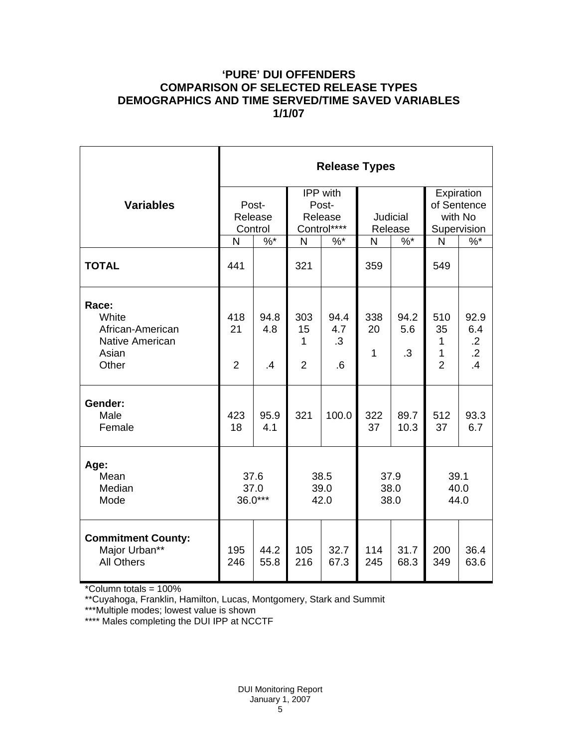# 'PURE' DUI OFFENDERS
# COMPARISON OF SELECTED RELEASE TYPES
# DEMOGRAPHICS AND TIME SERVED/TIME SAVED VARIABLES
# 1/1/07

| Variables | Release Types | | | | | | | |
|---|---|---|---|---|---|---|---|---|
| | Post-Release Control | | IPP with Post-Release Control**** | | Judicial Release | | Expiration of Sentence with No Supervision | |
| | N | %* | N | %* | N | %* | N | %* |
| **TOTAL** | 441 | | 321 | | 359 | | 549 | |
| **Race:** | | | | | | | | |
| White | 418 | 94.8 | 303 | 94.4 | 338 | 94.2 | 510 | 92.9 |
| African-American | 21 | 4.8 | 15 | 4.7 | 20 | 5.6 | 35 | 6.4 |
| Native American | | | 1 | .3 | | | 1 | .2 |
| Asian | | | | | 1 | .3 | 1 | .2 |
| Other | 2 | .4 | 2 | .6 | | | 2 | .4 |
| **Gender:** | | | | | | | | |
| Male | 423 | 95.9 | 321 | 100.0 | 322 | 89.7 | 512 | 93.3 |
| Female | 18 | 4.1 | | | 37 | 10.3 | 37 | 6.7 |
| **Age:** | | | | | | | | |
| Mean | 37.6 | | 38.5 | | 37.9 | | 39.1 | |
| Median | 37.0 | | 39.0 | | 38.0 | | 40.0 | |
| Mode | 36.0*** | | 42.0 | | 38.0 | | 44.0 | |
| **Commitment County:** | | | | | | | | |
| Major Urban** | 195 | 44.2 | 105 | 32.7 | 114 | 31.7 | 200 | 36.4 |
| All Others | 246 | 55.8 | 216 | 67.3 | 245 | 68.3 | 349 | 63.6 |

*Column totals = 100%

**Cuyahoga, Franklin, Hamilton, Lucas, Montgomery, Stark and Summit

***Multiple modes; lowest value is shown

**** Males completing the DUI IPP at NCCTF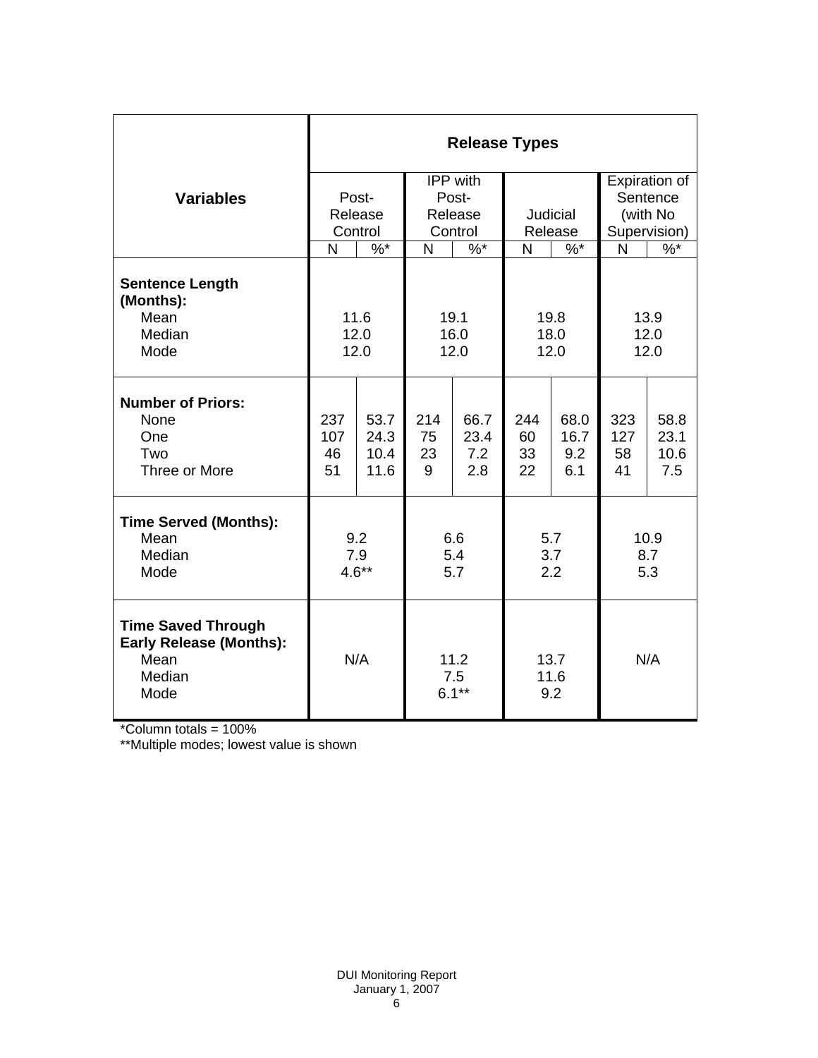| Variables | Release Types | | | | | | | |
|---|---|---|---|---|---|---|---|---|
| | Post-Release Control | | IPP with Post-Release Control | | Judicial Release | | Expiration of Sentence (with No Supervision) | |
| | N | %* | N | %* | N | %* | N | %* |
| **Sentence Length (Months):** | | | | | | | | |
| Mean | 11.6 | | 19.1 | | 19.8 | | 13.9 | |
| Median | 12.0 | | 16.0 | | 18.0 | | 12.0 | |
| Mode | 12.0 | | 12.0 | | 12.0 | | 12.0 | |
| **Number of Priors:** | | | | | | | | |
| None | 237 | 53.7 | 214 | 66.7 | 244 | 68.0 | 323 | 58.8 |
| One | 107 | 24.3 | 75 | 23.4 | 60 | 16.7 | 127 | 23.1 |
| Two | 46 | 10.4 | 23 | 7.2 | 33 | 9.2 | 58 | 10.6 |
| Three or More | 51 | 11.6 | 9 | 2.8 | 22 | 6.1 | 41 | 7.5 |
| **Time Served (Months):** | | | | | | | | |
| Mean | 9.2 | | 6.6 | | 5.7 | | 10.9 | |
| Median | 7.9 | | 5.4 | | 3.7 | | 8.7 | |
| Mode | 4.6** | | 5.7 | | 2.2 | | 5.3 | |
| **Time Saved Through Early Release (Months):** | | | | | | | | |
| Mean | N/A | | 11.2 | | 13.7 | | N/A | |
| Median | | | 7.5 | | 11.6 | | | |
| Mode | | | 6.1** | | 9.2 | | | |

*Column totals = 100%

**Multiple modes; lowest value is shown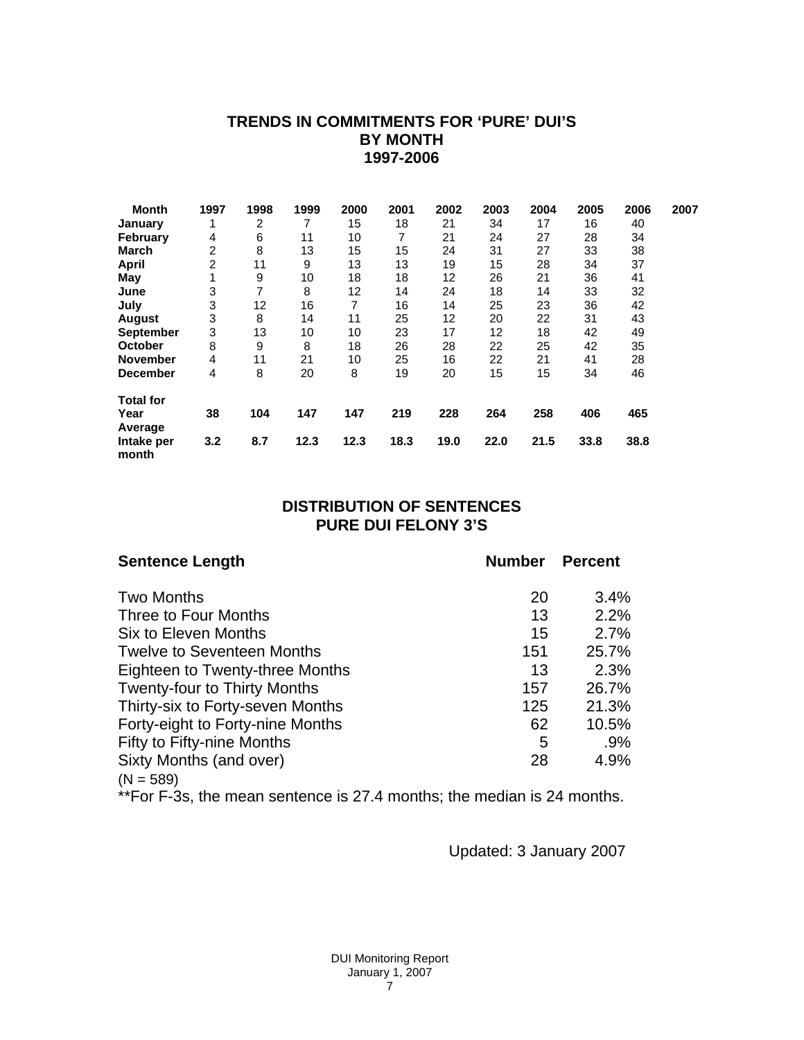## TRENDS IN COMMITMENTS FOR 'PURE' DUI'S BY MONTH 1997-2006

| Month | 1997 | 1998 | 1999 | 2000 | 2001 | 2002 | 2003 | 2004 | 2005 | 2006 | 2007 |
|---|---|---|---|---|---|---|---|---|---|---|---|
| **January** | 1 | 2 | 7 | 15 | 18 | 21 | 34 | 17 | 16 | 40 | |
| **February** | 4 | 6 | 11 | 10 | 7 | 21 | 24 | 27 | 28 | 34 | |
| **March** | 2 | 8 | 13 | 15 | 15 | 24 | 31 | 27 | 33 | 38 | |
| **April** | 2 | 11 | 9 | 13 | 13 | 19 | 15 | 28 | 34 | 37 | |
| **May** | 1 | 9 | 10 | 18 | 18 | 12 | 26 | 21 | 36 | 41 | |
| **June** | 3 | 7 | 8 | 12 | 14 | 24 | 18 | 14 | 33 | 32 | |
| **July** | 3 | 12 | 16 | 7 | 16 | 14 | 25 | 23 | 36 | 42 | |
| **August** | 3 | 8 | 14 | 11 | 25 | 12 | 20 | 22 | 31 | 43 | |
| **September** | 3 | 13 | 10 | 10 | 23 | 17 | 12 | 18 | 42 | 49 | |
| **October** | 8 | 9 | 8 | 18 | 26 | 28 | 22 | 25 | 42 | 35 | |
| **November** | 4 | 11 | 21 | 10 | 25 | 16 | 22 | 21 | 41 | 28 | |
| **December** | 4 | 8 | 20 | 8 | 19 | 20 | 15 | 15 | 34 | 46 | |
| **Total for Year** | **38** | **104** | **147** | **147** | **219** | **228** | **264** | **258** | **406** | **465** | |
| **Average Intake per month** | **3.2** | **8.7** | **12.3** | **12.3** | **18.3** | **19.0** | **22.0** | **21.5** | **33.8** | **38.8** | |

## DISTRIBUTION OF SENTENCES PURE DUI FELONY 3'S

| Sentence Length | Number | Percent |
|---|---|---|
| Two Months | 20 | 3.4% |
| Three to Four Months | 13 | 2.2% |
| Six to Eleven Months | 15 | 2.7% |
| Twelve to Seventeen Months | 151 | 25.7% |
| Eighteen to Twenty-three Months | 13 | 2.3% |
| Twenty-four to Thirty Months | 157 | 26.7% |
| Thirty-six to Forty-seven Months | 125 | 21.3% |
| Forty-eight to Forty-nine Months | 62 | 10.5% |
| Fifty to Fifty-nine Months | 5 | .9% |
| Sixty Months (and over) | 28 | 4.9% |

(N = 589)

**For F-3s, the mean sentence is 27.4 months; the median is 24 months.

Updated: 3 January 2007